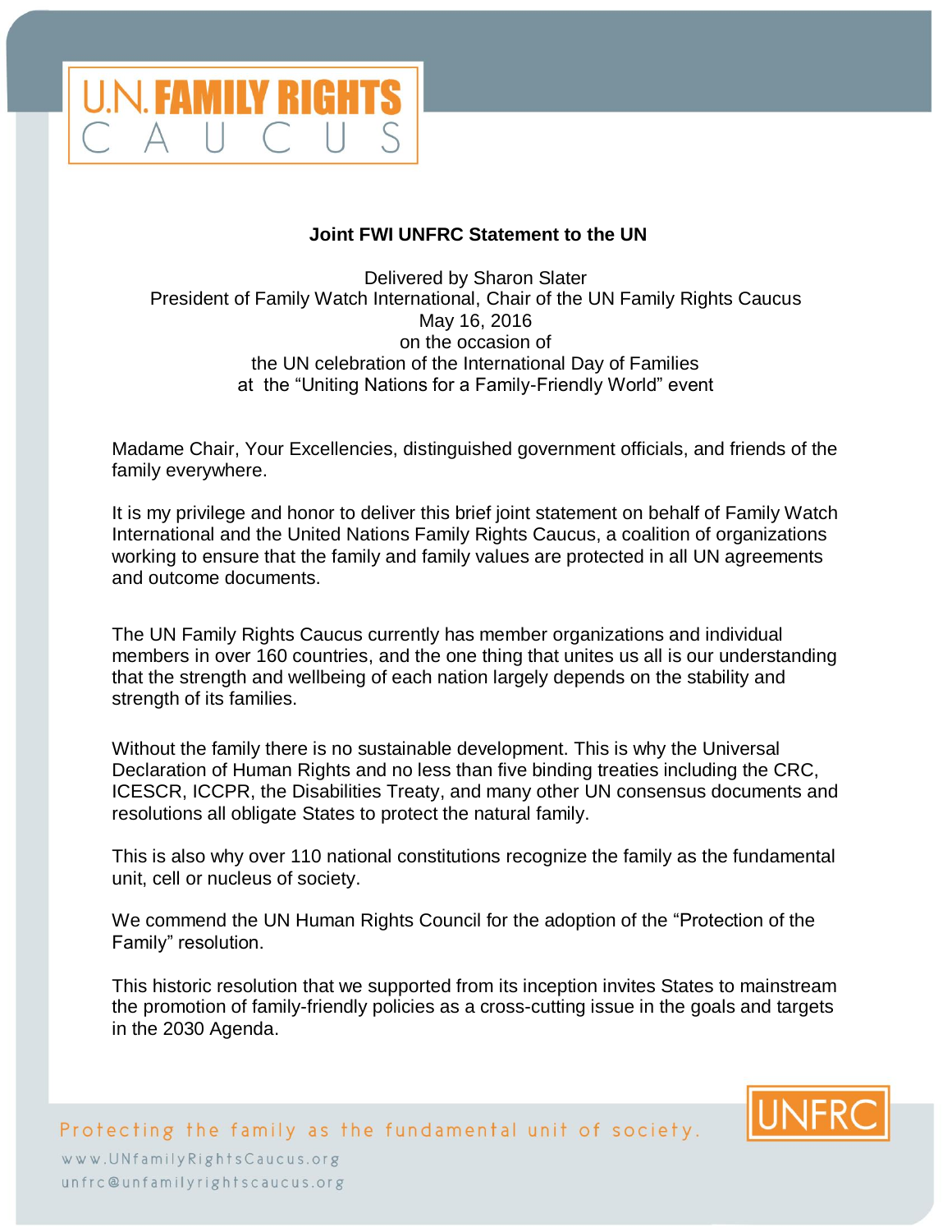U.N. FAMILY RIGHTS CAUCUS

## Joint FWI UNFRC Statement to the UN

Delivered by Sharon Slater
President of Family Watch International, Chair of the UN Family Rights Caucus
May 16, 2016
on the occasion of
the UN celebration of the International Day of Families
at the "Uniting Nations for a Family-Friendly World" event

Madame Chair, Your Excellencies, distinguished government officials, and friends of the family everywhere.

It is my privilege and honor to deliver this brief joint statement on behalf of Family Watch International and the United Nations Family Rights Caucus, a coalition of organizations working to ensure that the family and family values are protected in all UN agreements and outcome documents.

The UN Family Rights Caucus currently has member organizations and individual members in over 160 countries, and the one thing that unites us all is our understanding that the strength and wellbeing of each nation largely depends on the stability and strength of its families.

Without the family there is no sustainable development. This is why the Universal Declaration of Human Rights and no less than five binding treaties including the CRC, ICESCR, ICCPR, the Disabilities Treaty, and many other UN consensus documents and resolutions all obligate States to protect the natural family.

This is also why over 110 national constitutions recognize the family as the fundamental unit, cell or nucleus of society.

We commend the UN Human Rights Council for the adoption of the "Protection of the Family" resolution.

This historic resolution that we supported from its inception invites States to mainstream the promotion of family-friendly policies as a cross-cutting issue in the goals and targets in the 2030 Agenda.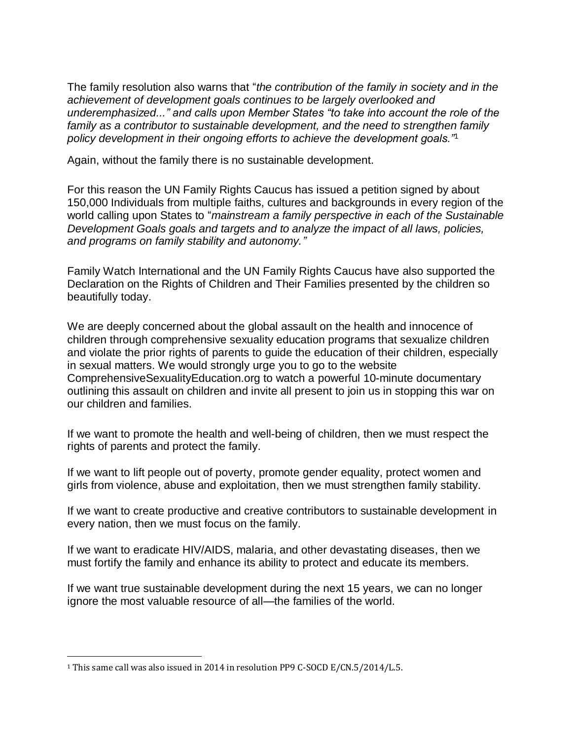The family resolution also warns that "*the contribution of the family in society and in the achievement of development goals continues to be largely overlooked and underemphasized...*" and calls upon Member States "*to take into account the role of the family as a contributor to sustainable development, and the need to strengthen family policy development in their ongoing efforts to achieve the development goals.*"[1]

Again, without the family there is no sustainable development.

For this reason the UN Family Rights Caucus has issued a petition signed by about 150,000 Individuals from multiple faiths, cultures and backgrounds in every region of the world calling upon States to "*mainstream a family perspective in each of the Sustainable Development Goals goals and targets and to analyze the impact of all laws, policies, and programs on family stability and autonomy.*"

Family Watch International and the UN Family Rights Caucus have also supported the Declaration on the Rights of Children and Their Families presented by the children so beautifully today.

We are deeply concerned about the global assault on the health and innocence of children through comprehensive sexuality education programs that sexualize children and violate the prior rights of parents to guide the education of their children, especially in sexual matters. We would strongly urge you to go to the website ComprehensiveSexualityEducation.org to watch a powerful 10-minute documentary outlining this assault on children and invite all present to join us in stopping this war on our children and families.

If we want to promote the health and well-being of children, then we must respect the rights of parents and protect the family.

If we want to lift people out of poverty, promote gender equality, protect women and girls from violence, abuse and exploitation, then we must strengthen family stability.

If we want to create productive and creative contributors to sustainable development in every nation, then we must focus on the family.

If we want to eradicate HIV/AIDS, malaria, and other devastating diseases, then we must fortify the family and enhance its ability to protect and educate its members.

If we want true sustainable development during the next 15 years, we can no longer ignore the most valuable resource of all—the families of the world.

---

[1] This same call was also issued in 2014 in resolution PP9 C-SOCD E/CN.5/2014/L.5.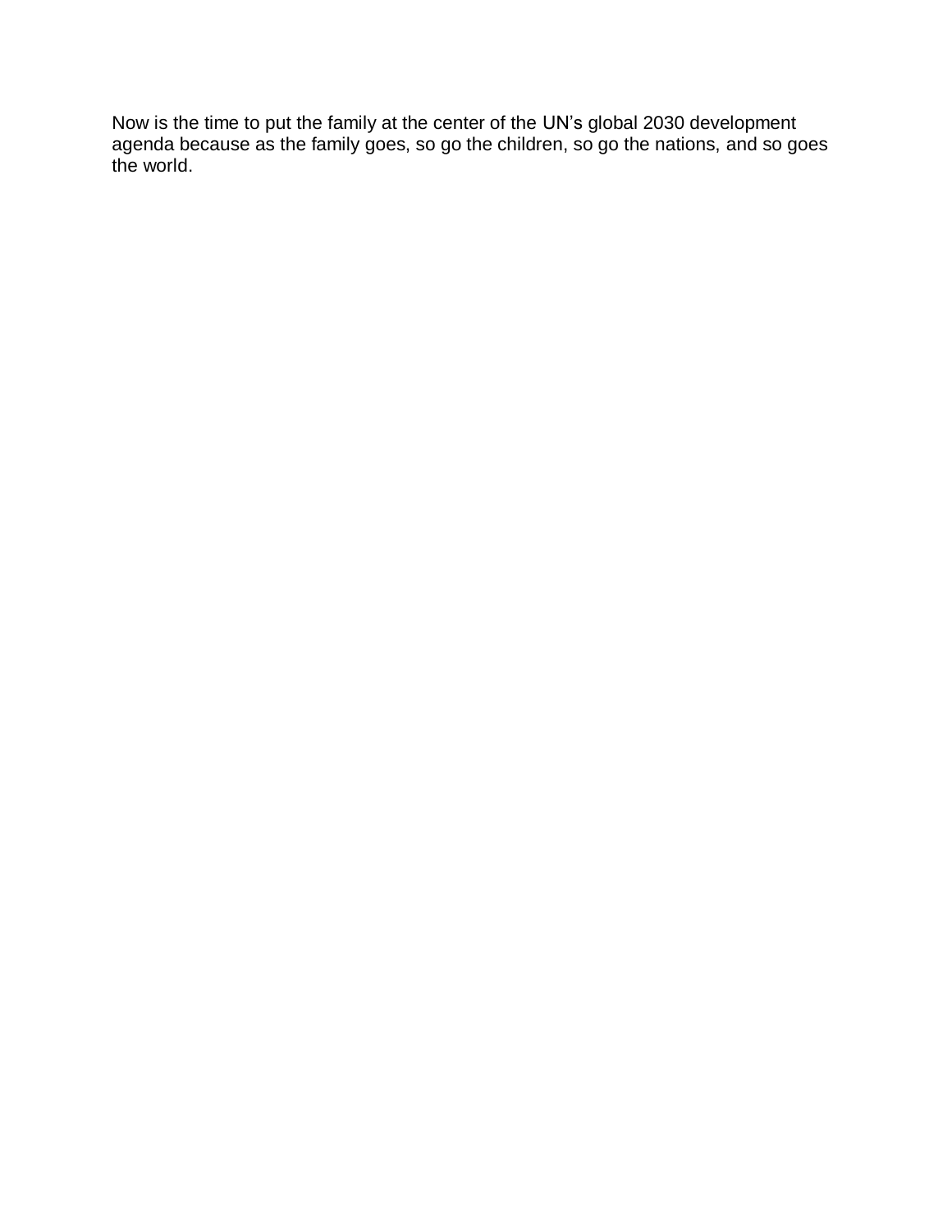Now is the time to put the family at the center of the UN's global 2030 development agenda because as the family goes, so go the children, so go the nations, and so goes the world.